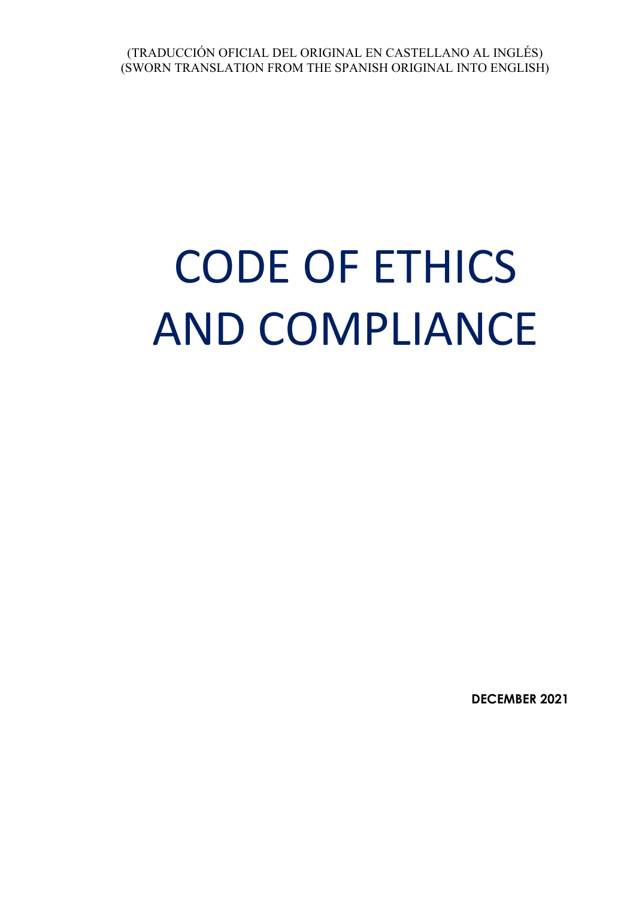(TRADUCCIÓN OFICIAL DEL ORIGINAL EN CASTELLANO AL INGLÉS)
(SWORN TRANSLATION FROM THE SPANISH ORIGINAL INTO ENGLISH)

# CODE OF ETHICS AND COMPLIANCE

**DECEMBER 2021**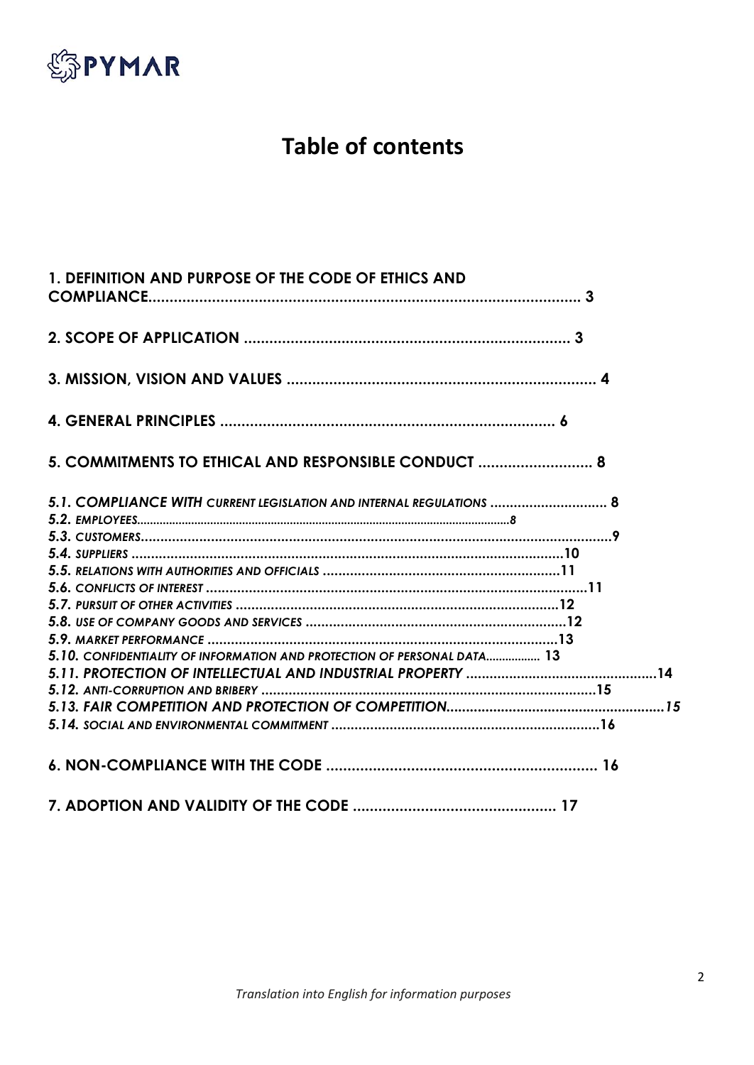# Table of contents

**1. DEFINITION AND PURPOSE OF THE CODE OF ETHICS AND COMPLIANCE** ........ 3

**2. SCOPE OF APPLICATION** ........ 3

**3. MISSION, VISION AND VALUES** ........ 4

**4. GENERAL PRINCIPLES** ........ 6

**5. COMMITMENTS TO ETHICAL AND RESPONSIBLE CONDUCT** ........ 8

***5.1. COMPLIANCE WITH CURRENT LEGISLATION AND INTERNAL REGULATIONS*** ........ 8
***5.2. EMPLOYEES*** ........ 8
***5.3. CUSTOMERS*** ........ 9
***5.4. SUPPLIERS*** ........ 10
***5.5. RELATIONS WITH AUTHORITIES AND OFFICIALS*** ........ 11
***5.6. CONFLICTS OF INTEREST*** ........ 11
***5.7. PURSUIT OF OTHER ACTIVITIES*** ........ 12
***5.8. USE OF COMPANY GOODS AND SERVICES*** ........ 12
***5.9. MARKET PERFORMANCE*** ........ 13
***5.10. CONFIDENTIALITY OF INFORMATION AND PROTECTION OF PERSONAL DATA*** ........ 13
***5.11. PROTECTION OF INTELLECTUAL AND INDUSTRIAL PROPERTY*** ........ 14
***5.12. ANTI-CORRUPTION AND BRIBERY*** ........ 15
***5.13. FAIR COMPETITION AND PROTECTION OF COMPETITION*** ........ 15
***5.14. SOCIAL AND ENVIRONMENTAL COMMITMENT*** ........ 16

**6. NON-COMPLIANCE WITH THE CODE** ........ 16

**7. ADOPTION AND VALIDITY OF THE CODE** ........ 17

*Translation into English for information purposes*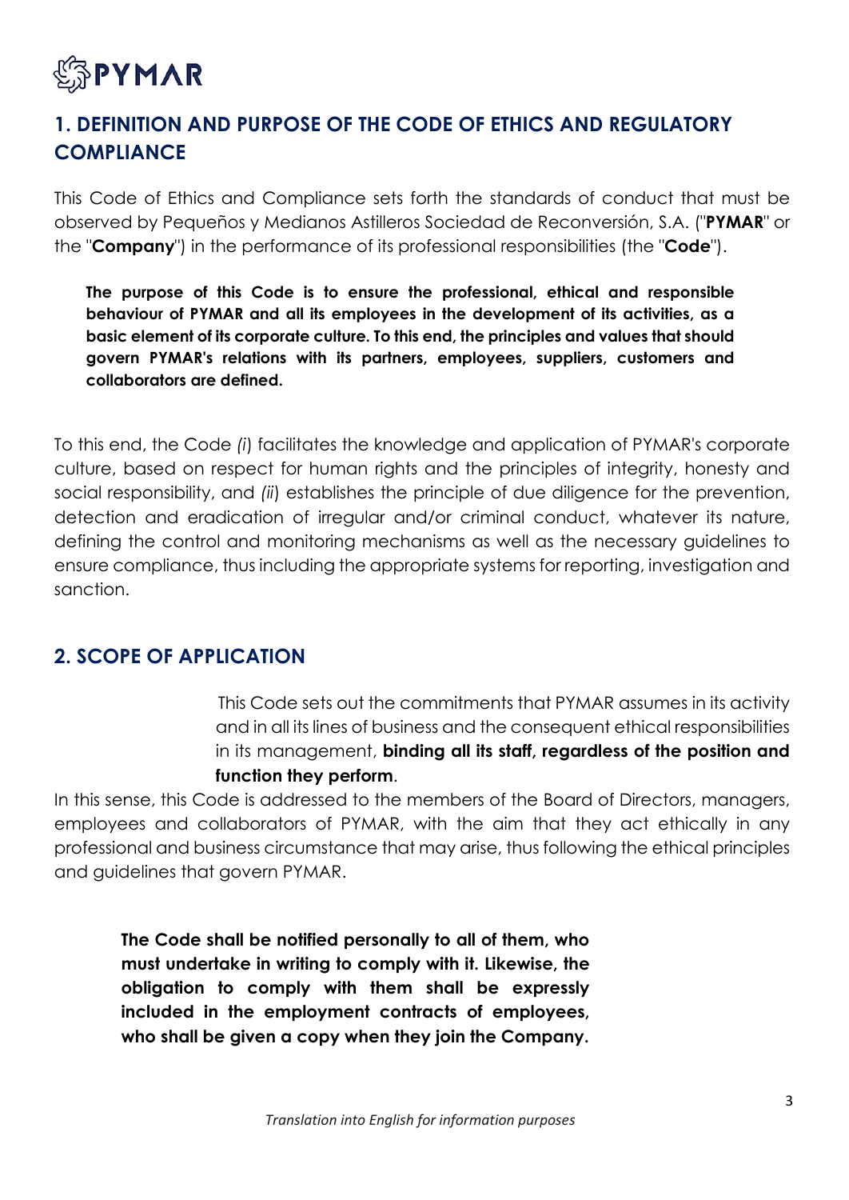## 1. DEFINITION AND PURPOSE OF THE CODE OF ETHICS AND REGULATORY COMPLIANCE

This Code of Ethics and Compliance sets forth the standards of conduct that must be observed by Pequeños y Medianos Astilleros Sociedad de Reconversión, S.A. ("**PYMAR**" or the "**Company**") in the performance of its professional responsibilities (the "**Code**").

**The purpose of this Code is to ensure the professional, ethical and responsible behaviour of PYMAR and all its employees in the development of its activities, as a basic element of its corporate culture. To this end, the principles and values that should govern PYMAR's relations with its partners, employees, suppliers, customers and collaborators are defined.**

To this end, the Code *(i*) facilitates the knowledge and application of PYMAR's corporate culture, based on respect for human rights and the principles of integrity, honesty and social responsibility, and *(ii*) establishes the principle of due diligence for the prevention, detection and eradication of irregular and/or criminal conduct, whatever its nature, defining the control and monitoring mechanisms as well as the necessary guidelines to ensure compliance, thus including the appropriate systems for reporting, investigation and sanction.

## 2. SCOPE OF APPLICATION

This Code sets out the commitments that PYMAR assumes in its activity and in all its lines of business and the consequent ethical responsibilities in its management, **binding all its staff, regardless of the position and function they perform**.

In this sense, this Code is addressed to the members of the Board of Directors, managers, employees and collaborators of PYMAR, with the aim that they act ethically in any professional and business circumstance that may arise, thus following the ethical principles and guidelines that govern PYMAR.

**The Code shall be notified personally to all of them, who must undertake in writing to comply with it. Likewise, the obligation to comply with them shall be expressly included in the employment contracts of employees, who shall be given a copy when they join the Company.**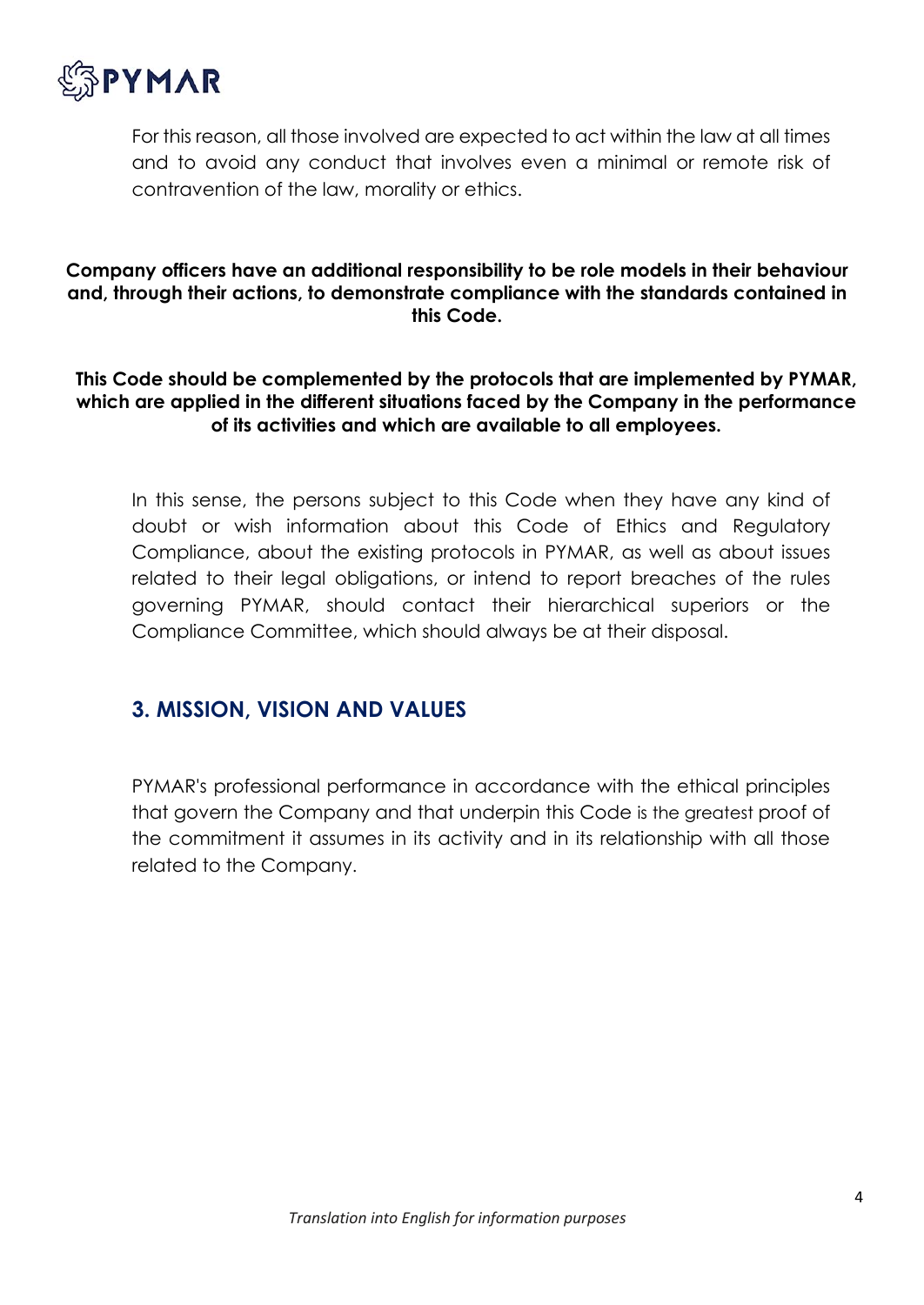For this reason, all those involved are expected to act within the law at all times and to avoid any conduct that involves even a minimal or remote risk of contravention of the law, morality or ethics.

**Company officers have an additional responsibility to be role models in their behaviour and, through their actions, to demonstrate compliance with the standards contained in this Code.**

**This Code should be complemented by the protocols that are implemented by PYMAR, which are applied in the different situations faced by the Company in the performance of its activities and which are available to all employees.**

In this sense, the persons subject to this Code when they have any kind of doubt or wish information about this Code of Ethics and Regulatory Compliance, about the existing protocols in PYMAR, as well as about issues related to their legal obligations, or intend to report breaches of the rules governing PYMAR, should contact their hierarchical superiors or the Compliance Committee, which should always be at their disposal.

## 3. MISSION, VISION AND VALUES

PYMAR's professional performance in accordance with the ethical principles that govern the Company and that underpin this Code is the greatest proof of the commitment it assumes in its activity and in its relationship with all those related to the Company.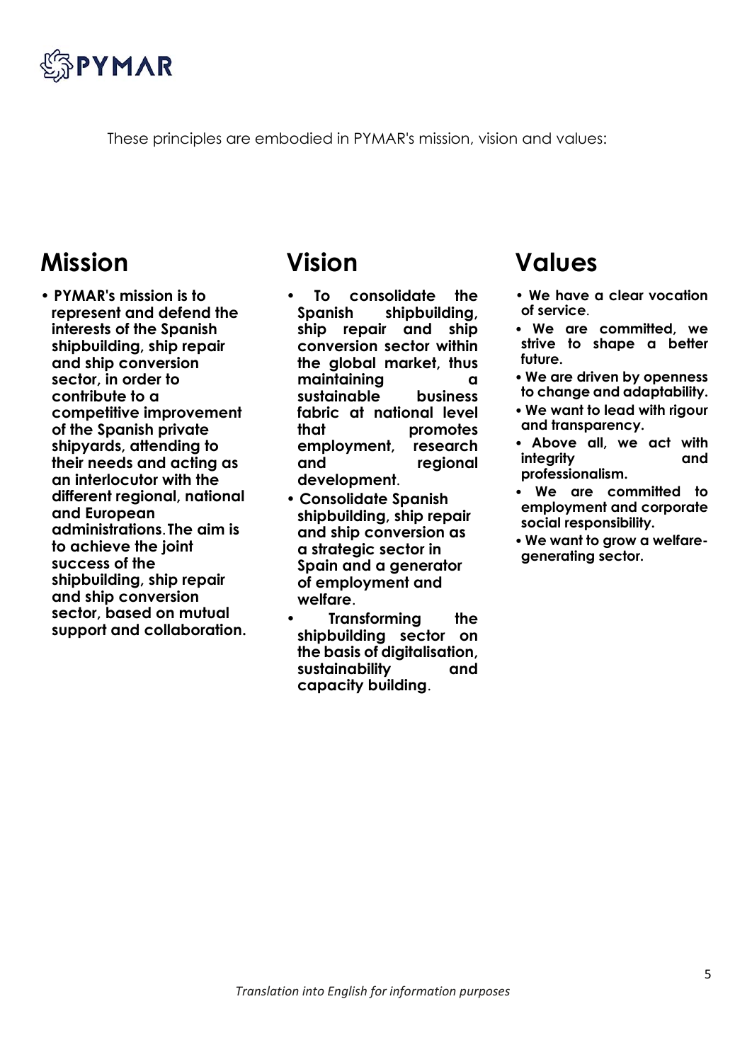These principles are embodied in PYMAR's mission, vision and values:

## Mission

- **PYMAR's mission is to represent and defend the interests of the Spanish shipbuilding, ship repair and ship conversion sector, in order to contribute to a competitive improvement of the Spanish private shipyards, attending to their needs and acting as an interlocutor with the different regional, national and European administrations. The aim is to achieve the joint success of the shipbuilding, ship repair and ship conversion sector, based on mutual support and collaboration.**

## Vision

- **To consolidate the Spanish shipbuilding, ship repair and ship conversion sector within the global market, thus maintaining a sustainable business fabric at national level that promotes employment, research and regional development**.
- **Consolidate Spanish shipbuilding, ship repair and ship conversion as a strategic sector in Spain and a generator of employment and welfare**.
- **Transforming the shipbuilding sector on the basis of digitalisation, sustainability and capacity building**.

## Values

- **We have a clear vocation of service**.
- **We are committed, we strive to shape a better future.**
- **We are driven by openness to change and adaptability.**
- **We want to lead with rigour and transparency.**
- **Above all, we act with integrity and professionalism.**
- **We are committed to employment and corporate social responsibility.**
- **We want to grow a welfare-generating sector.**

*Translation into English for information purposes*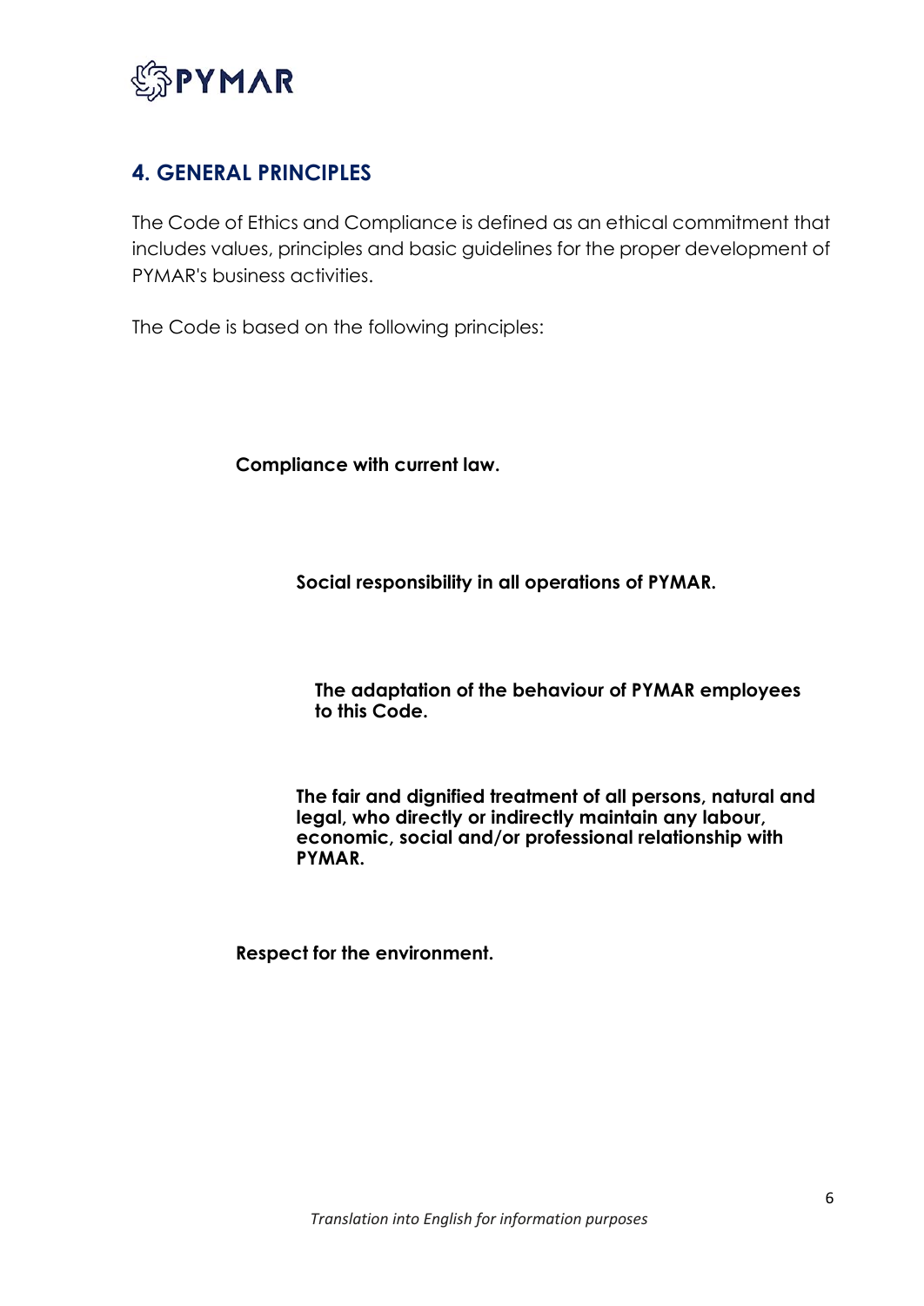## 4. GENERAL PRINCIPLES

The Code of Ethics and Compliance is defined as an ethical commitment that includes values, principles and basic guidelines for the proper development of PYMAR's business activities.

The Code is based on the following principles:

**Compliance with current law.**

**Social responsibility in all operations of PYMAR.**

**The adaptation of the behaviour of PYMAR employees to this Code.**

**The fair and dignified treatment of all persons, natural and legal, who directly or indirectly maintain any labour, economic, social and/or professional relationship with PYMAR.**

**Respect for the environment.**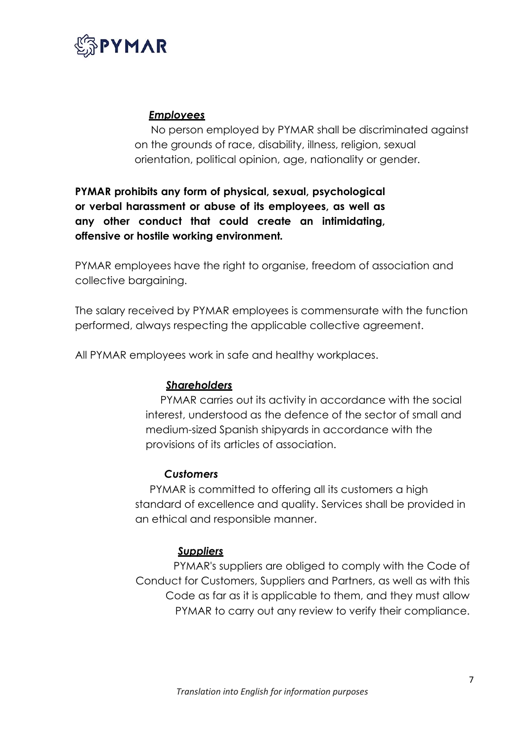***Employees***

No person employed by PYMAR shall be discriminated against on the grounds of race, disability, illness, religion, sexual orientation, political opinion, age, nationality or gender.

**PYMAR prohibits any form of physical, sexual, psychological or verbal harassment or abuse of its employees, as well as any other conduct that could create an intimidating, offensive or hostile working environment.**

PYMAR employees have the right to organise, freedom of association and collective bargaining.

The salary received by PYMAR employees is commensurate with the function performed, always respecting the applicable collective agreement.

All PYMAR employees work in safe and healthy workplaces.

***Shareholders***

PYMAR carries out its activity in accordance with the social interest, understood as the defence of the sector of small and medium-sized Spanish shipyards in accordance with the provisions of its articles of association.

***Customers***

PYMAR is committed to offering all its customers a high standard of excellence and quality. Services shall be provided in an ethical and responsible manner.

***Suppliers***

PYMAR's suppliers are obliged to comply with the Code of Conduct for Customers, Suppliers and Partners, as well as with this Code as far as it is applicable to them, and they must allow PYMAR to carry out any review to verify their compliance.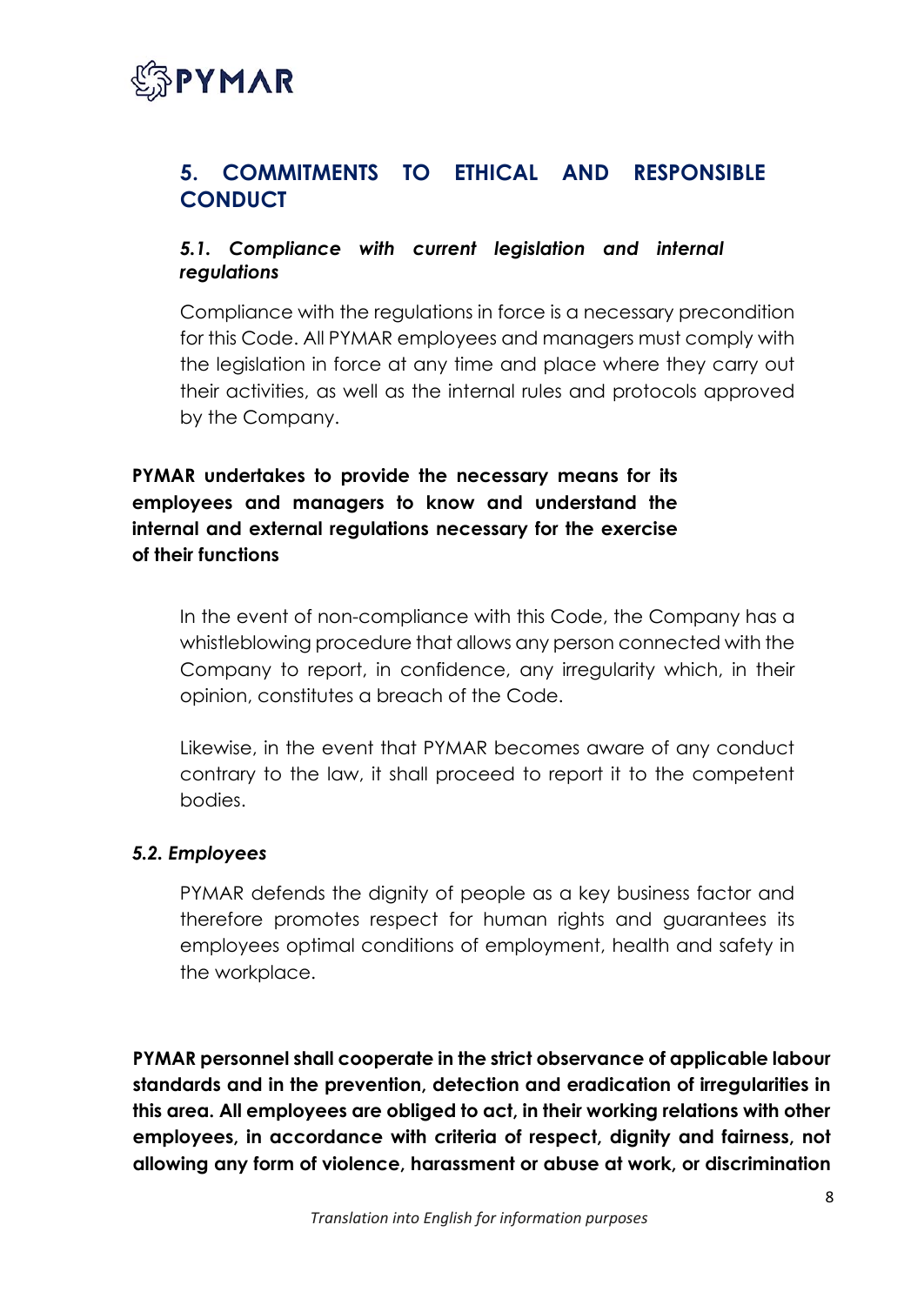## 5. COMMITMENTS TO ETHICAL AND RESPONSIBLE CONDUCT

### *5.1. Compliance with current legislation and internal regulations*

Compliance with the regulations in force is a necessary precondition for this Code. All PYMAR employees and managers must comply with the legislation in force at any time and place where they carry out their activities, as well as the internal rules and protocols approved by the Company.

**PYMAR undertakes to provide the necessary means for its employees and managers to know and understand the internal and external regulations necessary for the exercise of their functions**

In the event of non-compliance with this Code, the Company has a whistleblowing procedure that allows any person connected with the Company to report, in confidence, any irregularity which, in their opinion, constitutes a breach of the Code.

Likewise, in the event that PYMAR becomes aware of any conduct contrary to the law, it shall proceed to report it to the competent bodies.

### *5.2. Employees*

PYMAR defends the dignity of people as a key business factor and therefore promotes respect for human rights and guarantees its employees optimal conditions of employment, health and safety in the workplace.

**PYMAR personnel shall cooperate in the strict observance of applicable labour standards and in the prevention, detection and eradication of irregularities in this area. All employees are obliged to act, in their working relations with other employees, in accordance with criteria of respect, dignity and fairness, not allowing any form of violence, harassment or abuse at work, or discrimination**

*Translation into English for information purposes*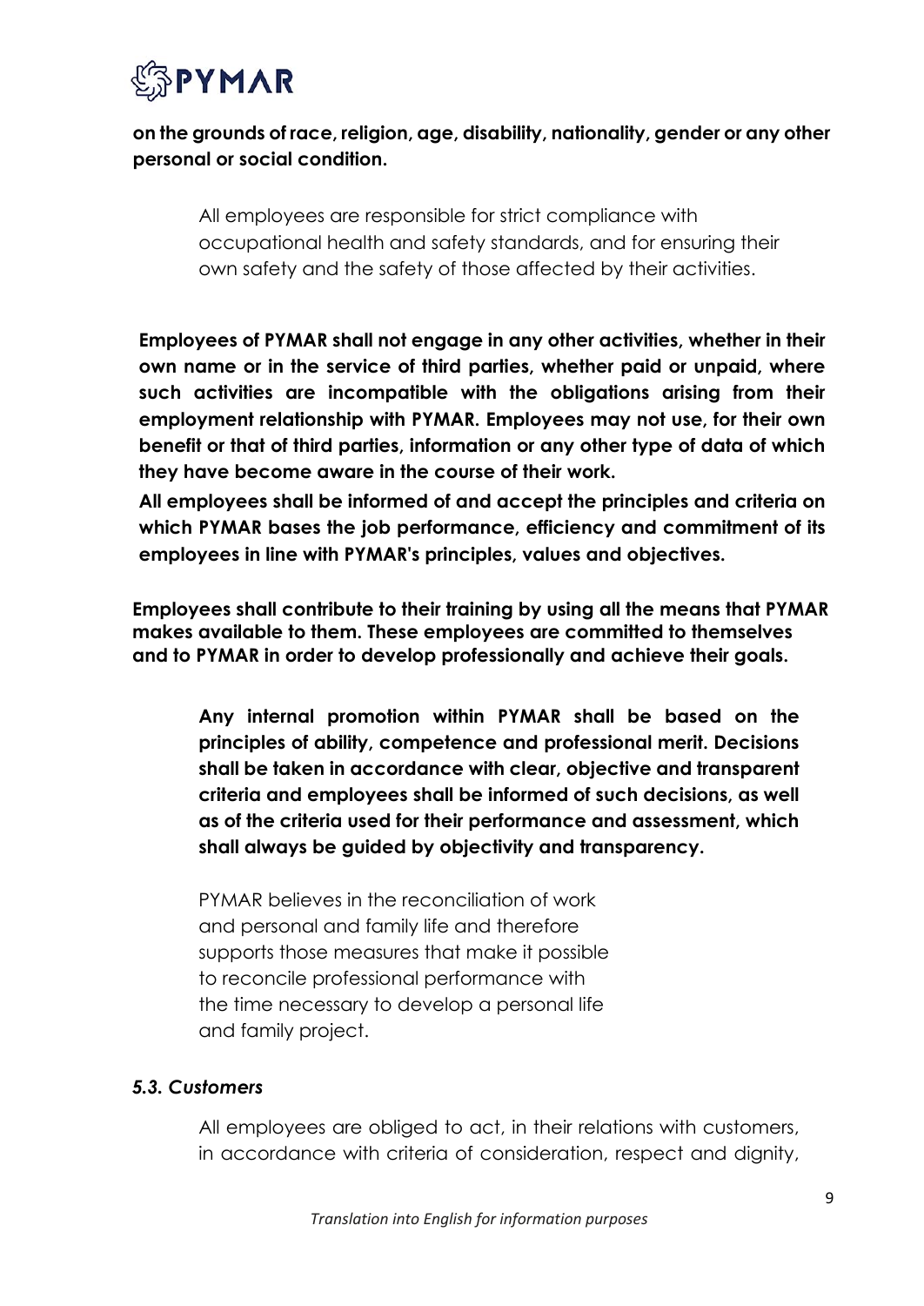**on the grounds of race, religion, age, disability, nationality, gender or any other personal or social condition.**

All employees are responsible for strict compliance with occupational health and safety standards, and for ensuring their own safety and the safety of those affected by their activities.

**Employees of PYMAR shall not engage in any other activities, whether in their own name or in the service of third parties, whether paid or unpaid, where such activities are incompatible with the obligations arising from their employment relationship with PYMAR. Employees may not use, for their own benefit or that of third parties, information or any other type of data of which they have become aware in the course of their work.**

**All employees shall be informed of and accept the principles and criteria on which PYMAR bases the job performance, efficiency and commitment of its employees in line with PYMAR's principles, values and objectives.**

**Employees shall contribute to their training by using all the means that PYMAR makes available to them. These employees are committed to themselves and to PYMAR in order to develop professionally and achieve their goals.**

**Any internal promotion within PYMAR shall be based on the principles of ability, competence and professional merit. Decisions shall be taken in accordance with clear, objective and transparent criteria and employees shall be informed of such decisions, as well as of the criteria used for their performance and assessment, which shall always be guided by objectivity and transparency.**

PYMAR believes in the reconciliation of work and personal and family life and therefore supports those measures that make it possible to reconcile professional performance with the time necessary to develop a personal life and family project.

### *5.3. Customers*

All employees are obliged to act, in their relations with customers, in accordance with criteria of consideration, respect and dignity,

*Translation into English for information purposes*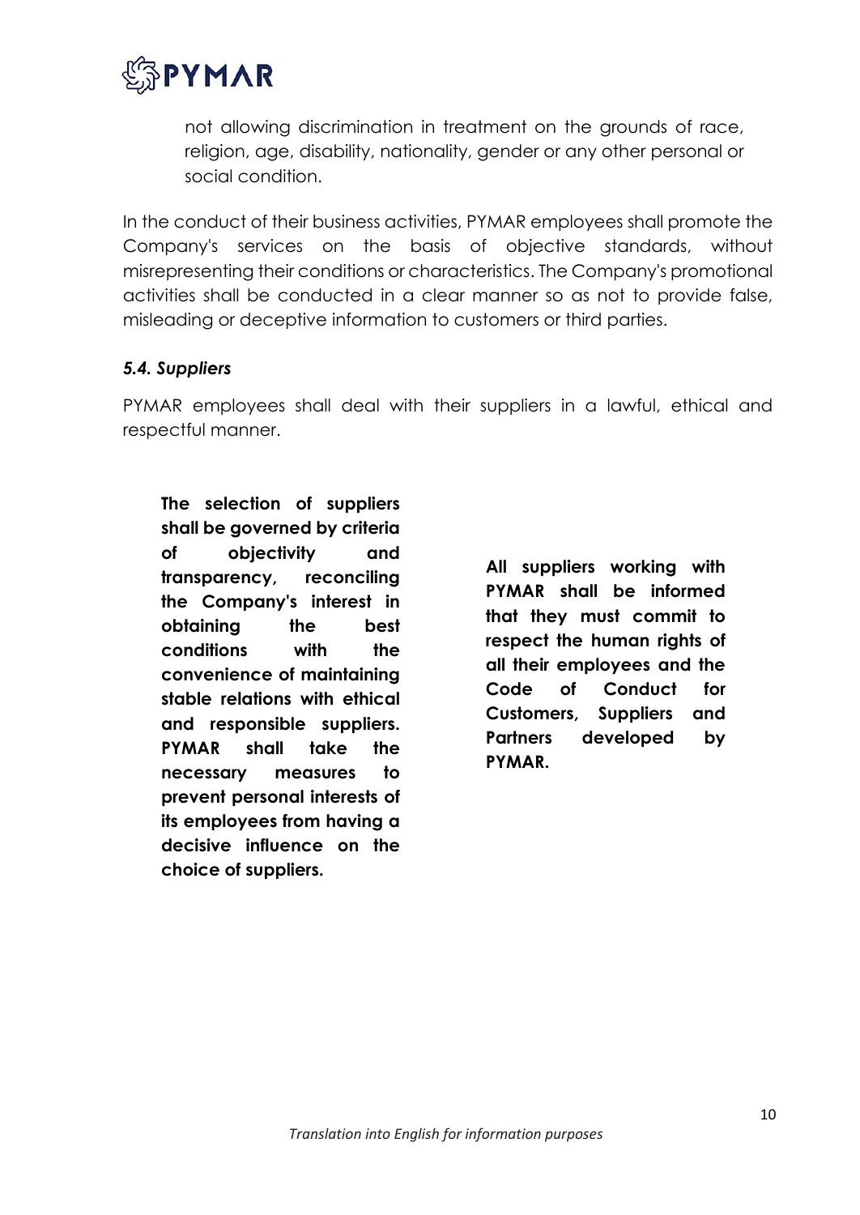not allowing discrimination in treatment on the grounds of race, religion, age, disability, nationality, gender or any other personal or social condition.

In the conduct of their business activities, PYMAR employees shall promote the Company's services on the basis of objective standards, without misrepresenting their conditions or characteristics. The Company's promotional activities shall be conducted in a clear manner so as not to provide false, misleading or deceptive information to customers or third parties.

### *5.4. Suppliers*

PYMAR employees shall deal with their suppliers in a lawful, ethical and respectful manner.

**The selection of suppliers shall be governed by criteria of objectivity and transparency, reconciling the Company's interest in obtaining the best conditions with the convenience of maintaining stable relations with ethical and responsible suppliers. PYMAR shall take the necessary measures to prevent personal interests of its employees from having a decisive influence on the choice of suppliers.**

**All suppliers working with PYMAR shall be informed that they must commit to respect the human rights of all their employees and the Code of Conduct for Customers, Suppliers and Partners developed by PYMAR.**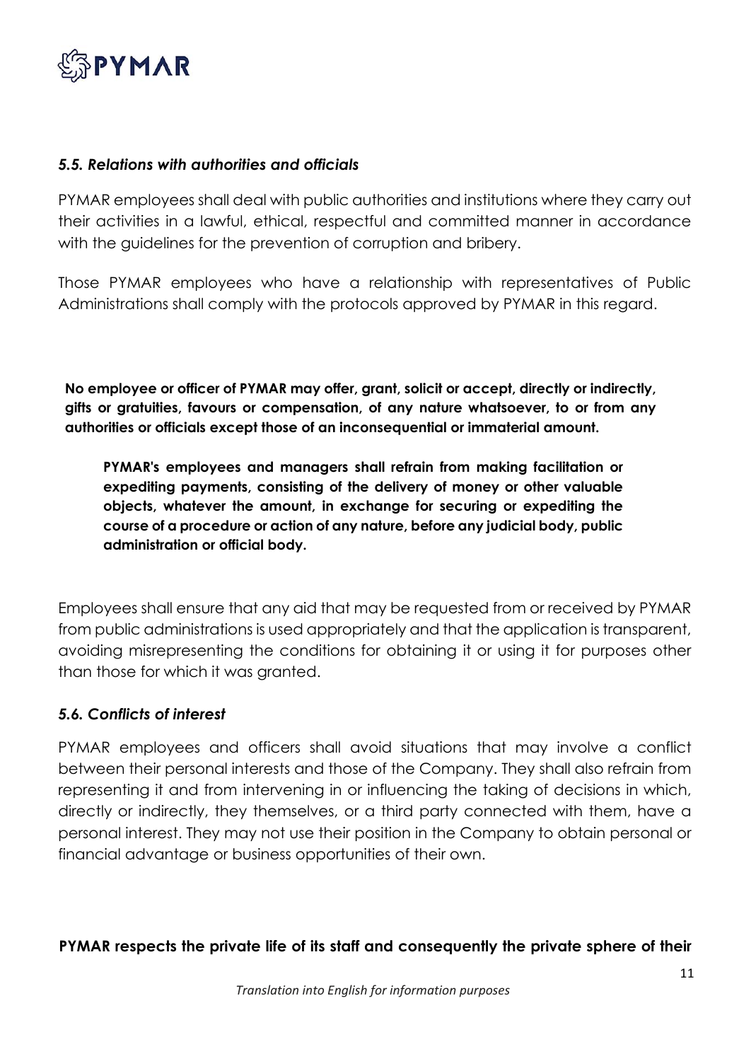### *5.5. Relations with authorities and officials*

PYMAR employees shall deal with public authorities and institutions where they carry out their activities in a lawful, ethical, respectful and committed manner in accordance with the guidelines for the prevention of corruption and bribery.

Those PYMAR employees who have a relationship with representatives of Public Administrations shall comply with the protocols approved by PYMAR in this regard.

**No employee or officer of PYMAR may offer, grant, solicit or accept, directly or indirectly, gifts or gratuities, favours or compensation, of any nature whatsoever, to or from any authorities or officials except those of an inconsequential or immaterial amount.**

**PYMAR's employees and managers shall refrain from making facilitation or expediting payments, consisting of the delivery of money or other valuable objects, whatever the amount, in exchange for securing or expediting the course of a procedure or action of any nature, before any judicial body, public administration or official body.**

Employees shall ensure that any aid that may be requested from or received by PYMAR from public administrations is used appropriately and that the application is transparent, avoiding misrepresenting the conditions for obtaining it or using it for purposes other than those for which it was granted.

### *5.6. Conflicts of interest*

PYMAR employees and officers shall avoid situations that may involve a conflict between their personal interests and those of the Company. They shall also refrain from representing it and from intervening in or influencing the taking of decisions in which, directly or indirectly, they themselves, or a third party connected with them, have a personal interest. They may not use their position in the Company to obtain personal or financial advantage or business opportunities of their own.

**PYMAR respects the private life of its staff and consequently the private sphere of their**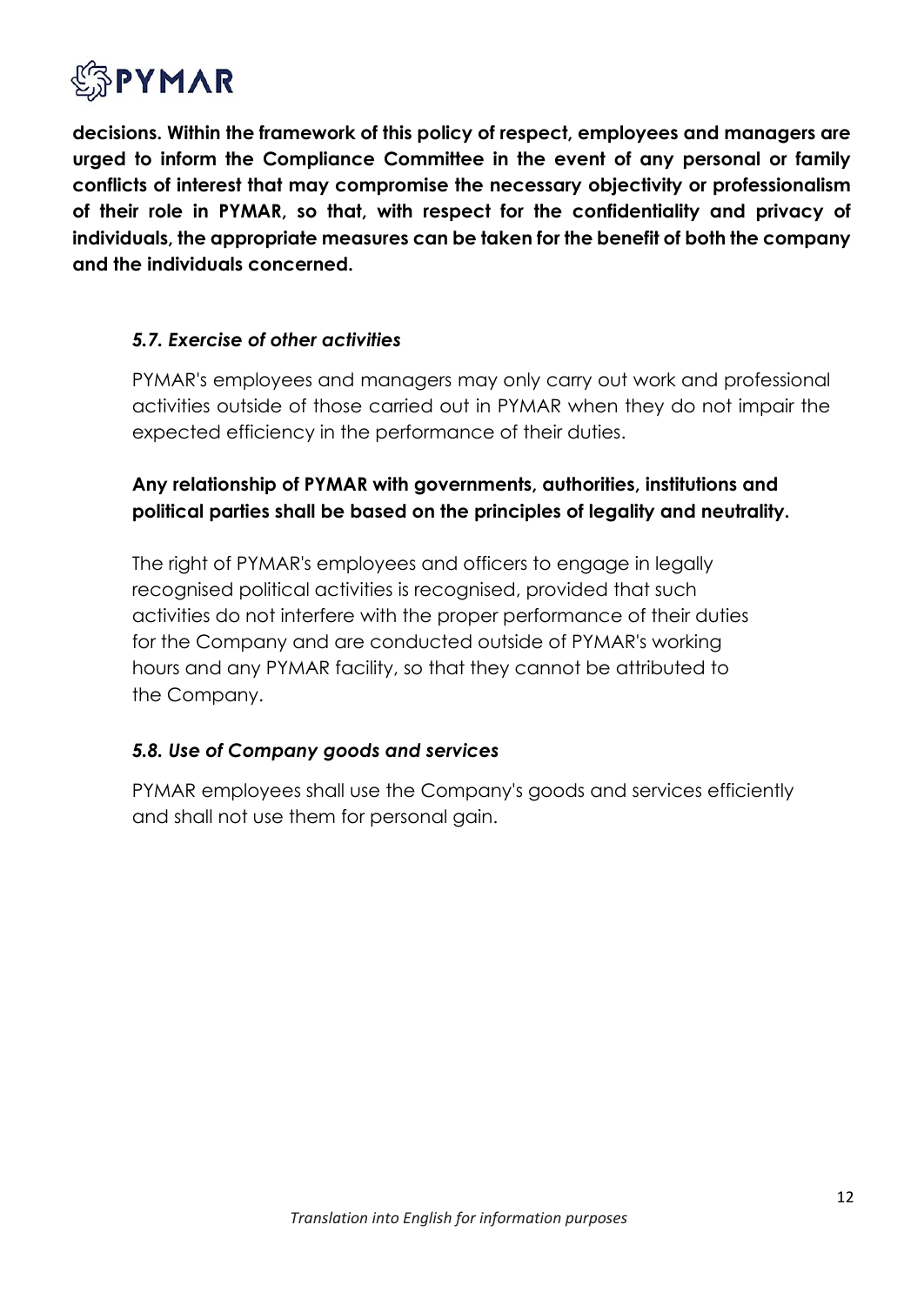**decisions. Within the framework of this policy of respect, employees and managers are urged to inform the Compliance Committee in the event of any personal or family conflicts of interest that may compromise the necessary objectivity or professionalism of their role in PYMAR, so that, with respect for the confidentiality and privacy of individuals, the appropriate measures can be taken for the benefit of both the company and the individuals concerned.**

### *5.7. Exercise of other activities*

PYMAR's employees and managers may only carry out work and professional activities outside of those carried out in PYMAR when they do not impair the expected efficiency in the performance of their duties.

**Any relationship of PYMAR with governments, authorities, institutions and political parties shall be based on the principles of legality and neutrality.**

The right of PYMAR's employees and officers to engage in legally recognised political activities is recognised, provided that such activities do not interfere with the proper performance of their duties for the Company and are conducted outside of PYMAR's working hours and any PYMAR facility, so that they cannot be attributed to the Company.

### *5.8. Use of Company goods and services*

PYMAR employees shall use the Company's goods and services efficiently and shall not use them for personal gain.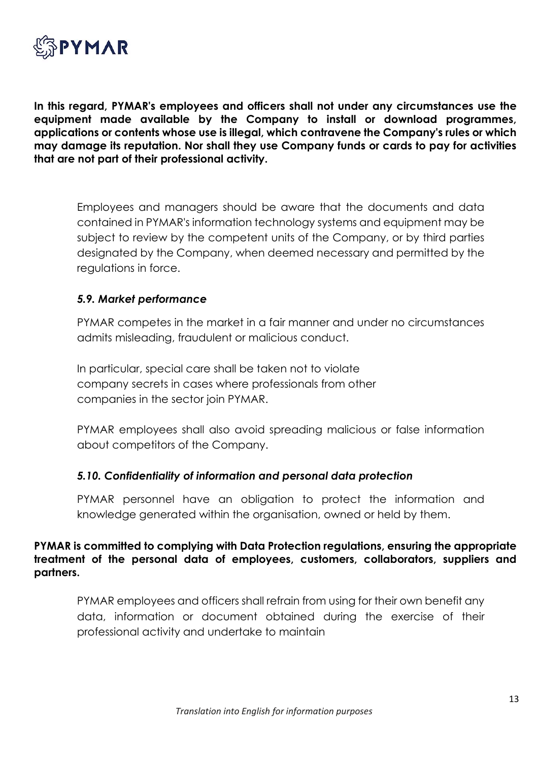**In this regard, PYMAR's employees and officers shall not under any circumstances use the equipment made available by the Company to install or download programmes, applications or contents whose use is illegal, which contravene the Company's rules or which may damage its reputation. Nor shall they use Company funds or cards to pay for activities that are not part of their professional activity.**

Employees and managers should be aware that the documents and data contained in PYMAR's information technology systems and equipment may be subject to review by the competent units of the Company, or by third parties designated by the Company, when deemed necessary and permitted by the regulations in force.

### *5.9. Market performance*

PYMAR competes in the market in a fair manner and under no circumstances admits misleading, fraudulent or malicious conduct.

In particular, special care shall be taken not to violate company secrets in cases where professionals from other companies in the sector join PYMAR.

PYMAR employees shall also avoid spreading malicious or false information about competitors of the Company.

### *5.10. Confidentiality of information and personal data protection*

PYMAR personnel have an obligation to protect the information and knowledge generated within the organisation, owned or held by them.

**PYMAR is committed to complying with Data Protection regulations, ensuring the appropriate treatment of the personal data of employees, customers, collaborators, suppliers and partners.**

PYMAR employees and officers shall refrain from using for their own benefit any data, information or document obtained during the exercise of their professional activity and undertake to maintain

*Translation into English for information purposes*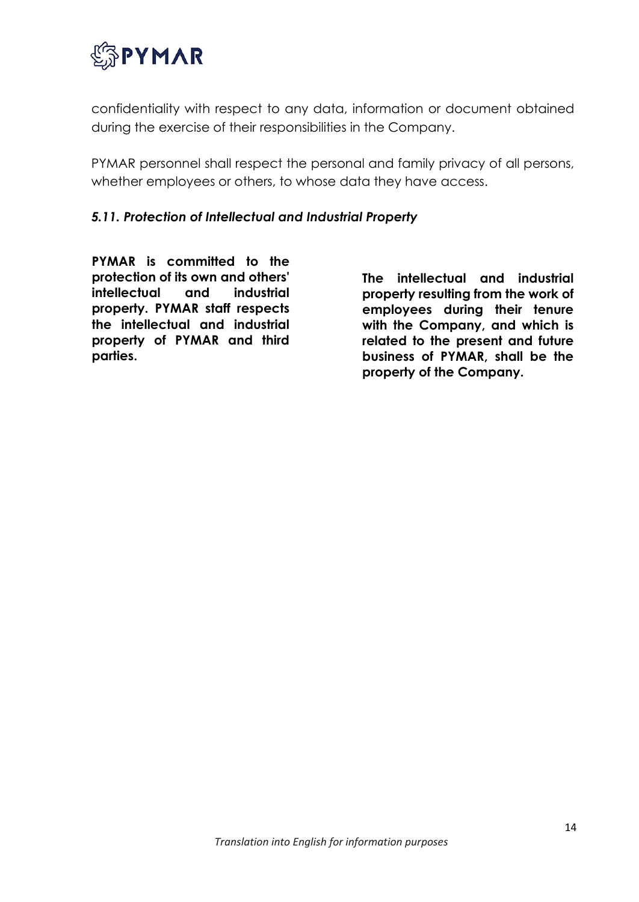confidentiality with respect to any data, information or document obtained during the exercise of their responsibilities in the Company.

PYMAR personnel shall respect the personal and family privacy of all persons, whether employees or others, to whose data they have access.

### *5.11. Protection of Intellectual and Industrial Property*

**PYMAR is committed to the protection of its own and others' intellectual and industrial property. PYMAR staff respects the intellectual and industrial property of PYMAR and third parties.**

**The intellectual and industrial property resulting from the work of employees during their tenure with the Company, and which is related to the present and future business of PYMAR, shall be the property of the Company.**

*Translation into English for information purposes*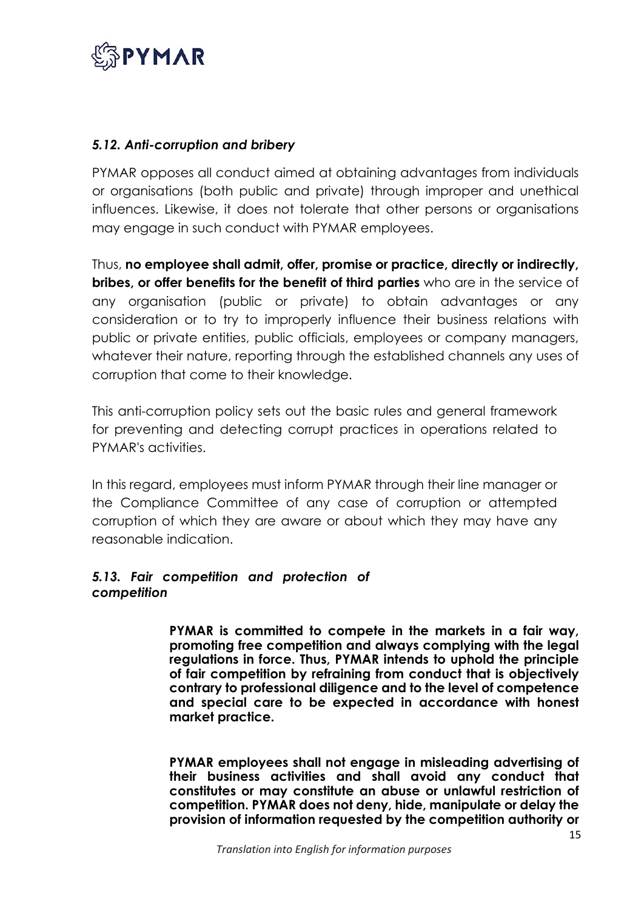### *5.12. Anti-corruption and bribery*

PYMAR opposes all conduct aimed at obtaining advantages from individuals or organisations (both public and private) through improper and unethical influences. Likewise, it does not tolerate that other persons or organisations may engage in such conduct with PYMAR employees.

Thus, **no employee shall admit, offer, promise or practice, directly or indirectly, bribes, or offer benefits for the benefit of third parties** who are in the service of any organisation (public or private) to obtain advantages or any consideration or to try to improperly influence their business relations with public or private entities, public officials, employees or company managers, whatever their nature, reporting through the established channels any uses of corruption that come to their knowledge.

This anti-corruption policy sets out the basic rules and general framework for preventing and detecting corrupt practices in operations related to PYMAR's activities.

In this regard, employees must inform PYMAR through their line manager or the Compliance Committee of any case of corruption or attempted corruption of which they are aware or about which they may have any reasonable indication.

### *5.13. Fair competition and protection of competition*

**PYMAR is committed to compete in the markets in a fair way, promoting free competition and always complying with the legal regulations in force. Thus, PYMAR intends to uphold the principle of fair competition by refraining from conduct that is objectively contrary to professional diligence and to the level of competence and special care to be expected in accordance with honest market practice.**

**PYMAR employees shall not engage in misleading advertising of their business activities and shall avoid any conduct that constitutes or may constitute an abuse or unlawful restriction of competition. PYMAR does not deny, hide, manipulate or delay the provision of information requested by the competition authority or**

*Translation into English for information purposes*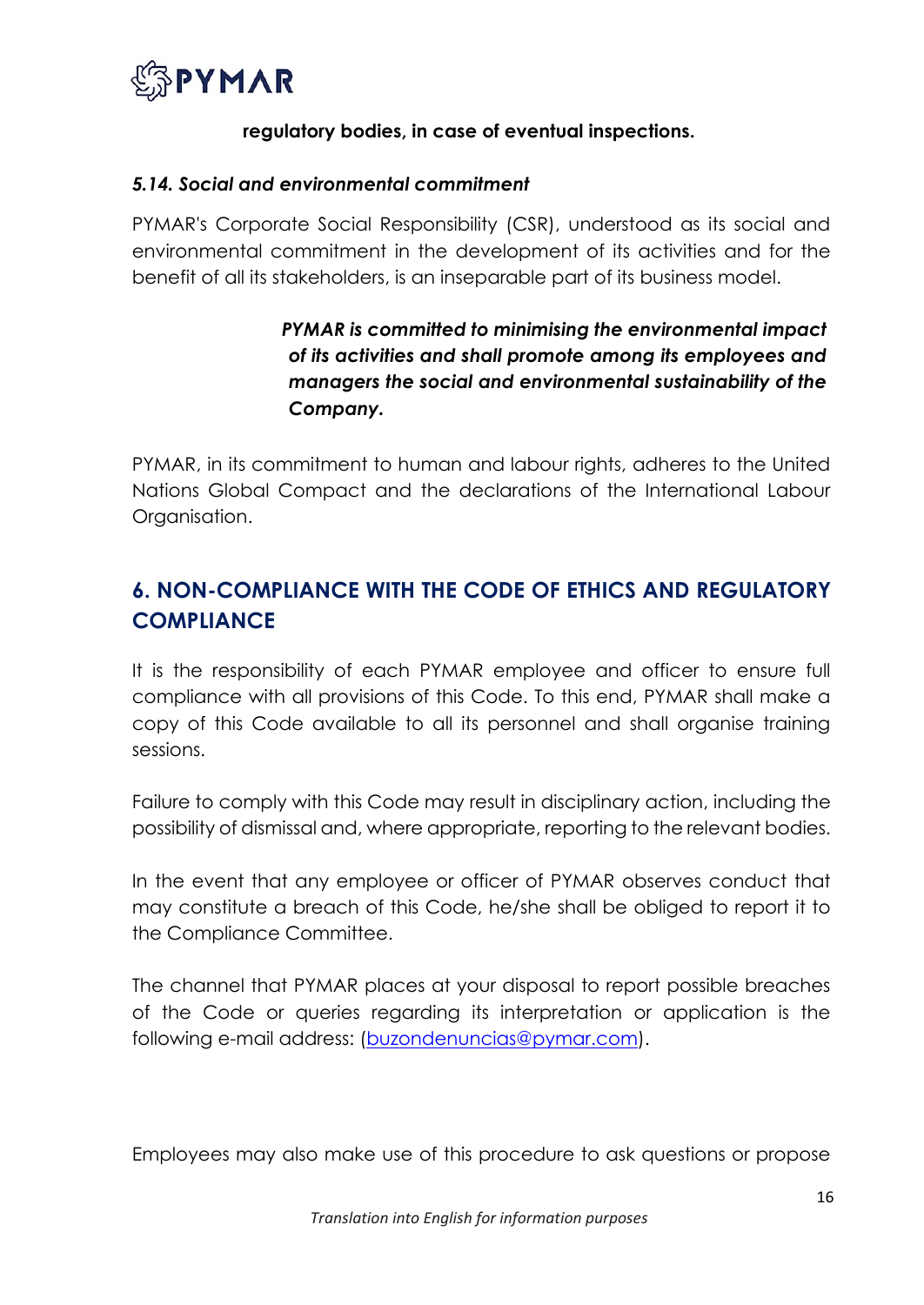**regulatory bodies, in case of eventual inspections.**

### *5.14. Social and environmental commitment*

PYMAR's Corporate Social Responsibility (CSR), understood as its social and environmental commitment in the development of its activities and for the benefit of all its stakeholders, is an inseparable part of its business model.

> ***PYMAR is committed to minimising the environmental impact of its activities and shall promote among its employees and managers the social and environmental sustainability of the Company.***

PYMAR, in its commitment to human and labour rights, adheres to the United Nations Global Compact and the declarations of the International Labour Organisation.

## 6. NON-COMPLIANCE WITH THE CODE OF ETHICS AND REGULATORY COMPLIANCE

It is the responsibility of each PYMAR employee and officer to ensure full compliance with all provisions of this Code. To this end, PYMAR shall make a copy of this Code available to all its personnel and shall organise training sessions.

Failure to comply with this Code may result in disciplinary action, including the possibility of dismissal and, where appropriate, reporting to the relevant bodies.

In the event that any employee or officer of PYMAR observes conduct that may constitute a breach of this Code, he/she shall be obliged to report it to the Compliance Committee.

The channel that PYMAR places at your disposal to report possible breaches of the Code or queries regarding its interpretation or application is the following e-mail address: (buzondenuncias@pymar.com).

Employees may also make use of this procedure to ask questions or propose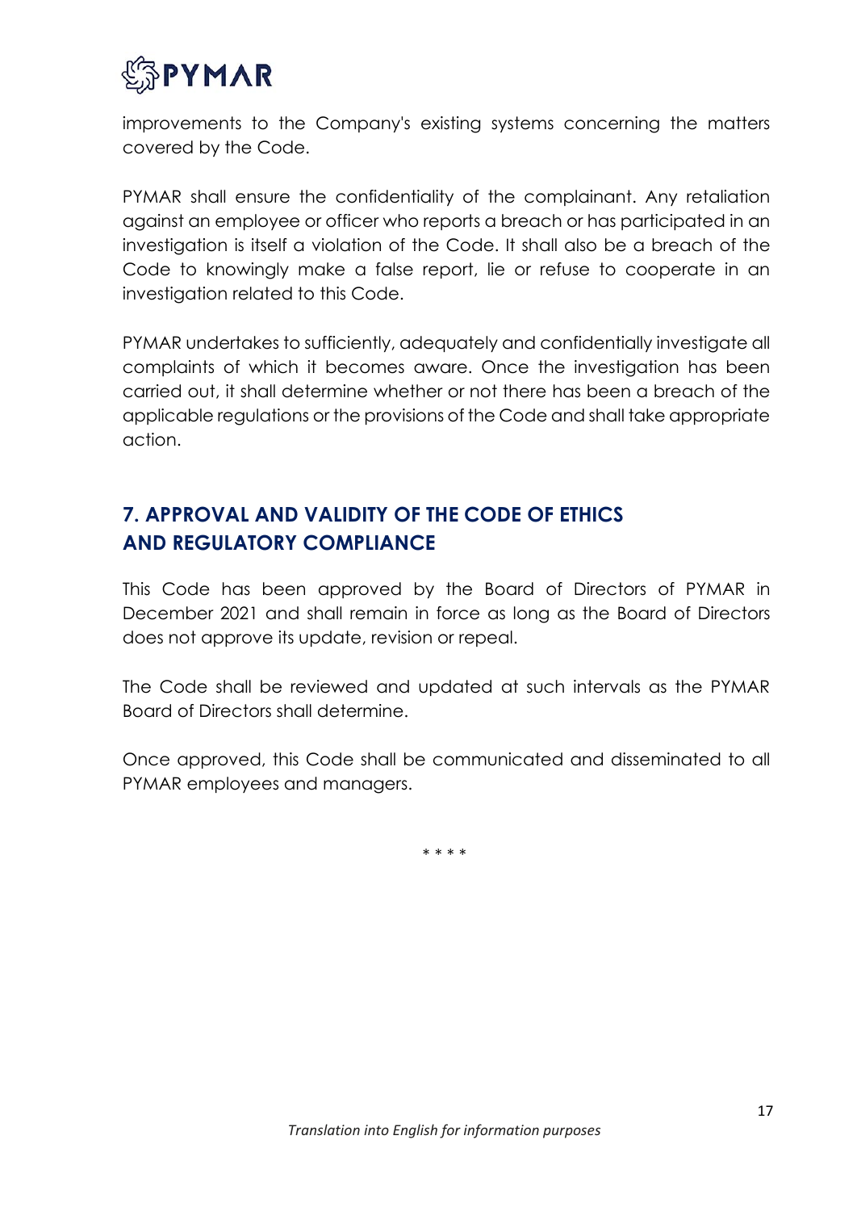improvements to the Company's existing systems concerning the matters covered by the Code.

PYMAR shall ensure the confidentiality of the complainant. Any retaliation against an employee or officer who reports a breach or has participated in an investigation is itself a violation of the Code. It shall also be a breach of the Code to knowingly make a false report, lie or refuse to cooperate in an investigation related to this Code.

PYMAR undertakes to sufficiently, adequately and confidentially investigate all complaints of which it becomes aware. Once the investigation has been carried out, it shall determine whether or not there has been a breach of the applicable regulations or the provisions of the Code and shall take appropriate action.

## 7. APPROVAL AND VALIDITY OF THE CODE OF ETHICS AND REGULATORY COMPLIANCE

This Code has been approved by the Board of Directors of PYMAR in December 2021 and shall remain in force as long as the Board of Directors does not approve its update, revision or repeal.

The Code shall be reviewed and updated at such intervals as the PYMAR Board of Directors shall determine.

Once approved, this Code shall be communicated and disseminated to all PYMAR employees and managers.

* * * *